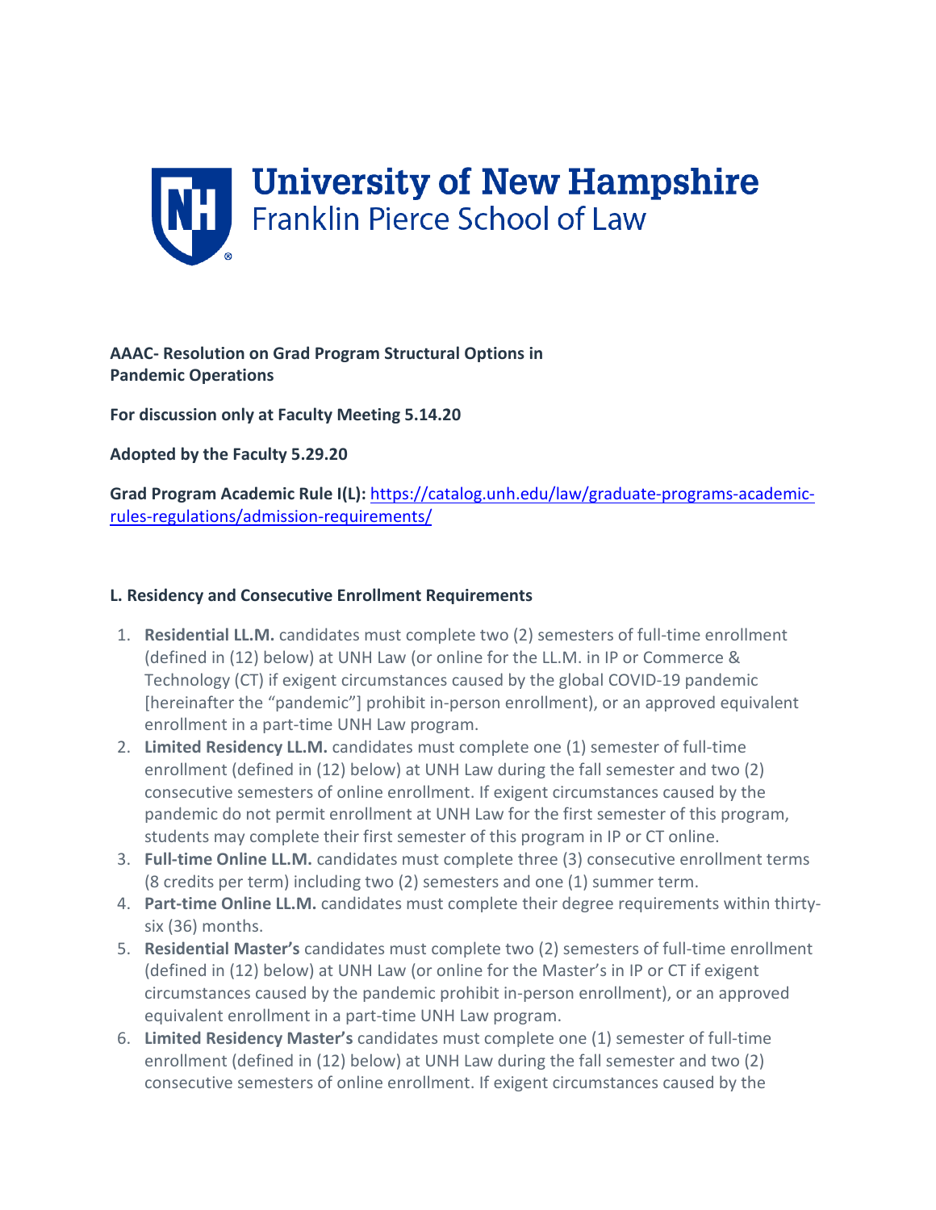# University of New Hampshire
## Franklin Pierce School of Law

**AAAC- Resolution on Grad Program Structural Options in Pandemic Operations**

**For discussion only at Faculty Meeting 5.14.20**

**Adopted by the Faculty 5.29.20**

**Grad Program Academic Rule I(L):** [https://catalog.unh.edu/law/graduate-programs-academic-rules-regulations/admission-requirements/](https://catalog.unh.edu/law/graduate-programs-academic-rules-regulations/admission-requirements/)

### L. Residency and Consecutive Enrollment Requirements

1. **Residential LL.M.** candidates must complete two (2) semesters of full-time enrollment (defined in (12) below) at UNH Law (or online for the LL.M. in IP or Commerce & Technology (CT) if exigent circumstances caused by the global COVID-19 pandemic [hereinafter the "pandemic"] prohibit in-person enrollment), or an approved equivalent enrollment in a part-time UNH Law program.
2. **Limited Residency LL.M.** candidates must complete one (1) semester of full-time enrollment (defined in (12) below) at UNH Law during the fall semester and two (2) consecutive semesters of online enrollment. If exigent circumstances caused by the pandemic do not permit enrollment at UNH Law for the first semester of this program, students may complete their first semester of this program in IP or CT online.
3. **Full-time Online LL.M.** candidates must complete three (3) consecutive enrollment terms (8 credits per term) including two (2) semesters and one (1) summer term.
4. **Part-time Online LL.M.** candidates must complete their degree requirements within thirty-six (36) months.
5. **Residential Master's** candidates must complete two (2) semesters of full-time enrollment (defined in (12) below) at UNH Law (or online for the Master's in IP or CT if exigent circumstances caused by the pandemic prohibit in-person enrollment), or an approved equivalent enrollment in a part-time UNH Law program.
6. **Limited Residency Master's** candidates must complete one (1) semester of full-time enrollment (defined in (12) below) at UNH Law during the fall semester and two (2) consecutive semesters of online enrollment. If exigent circumstances caused by the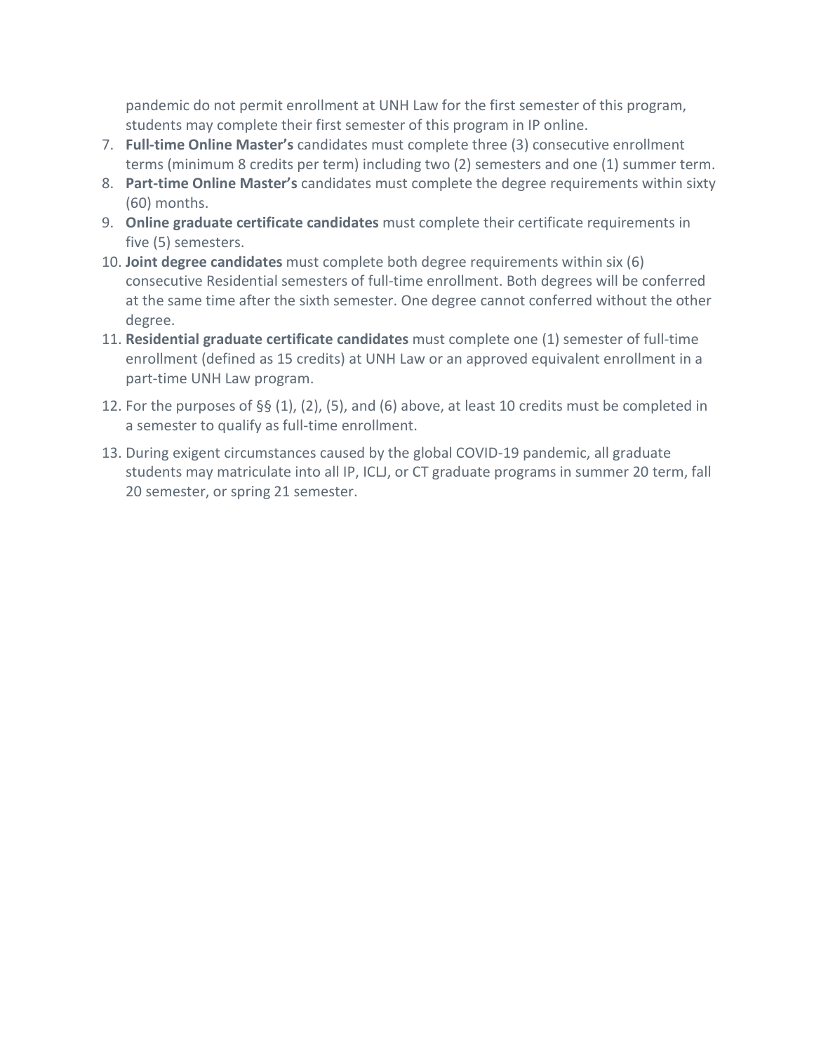pandemic do not permit enrollment at UNH Law for the first semester of this program, students may complete their first semester of this program in IP online.

7. **Full-time Online Master's** candidates must complete three (3) consecutive enrollment terms (minimum 8 credits per term) including two (2) semesters and one (1) summer term.
8. **Part-time Online Master's** candidates must complete the degree requirements within sixty (60) months.
9. **Online graduate certificate candidates** must complete their certificate requirements in five (5) semesters.
10. **Joint degree candidates** must complete both degree requirements within six (6) consecutive Residential semesters of full-time enrollment. Both degrees will be conferred at the same time after the sixth semester. One degree cannot conferred without the other degree.
11. **Residential graduate certificate candidates** must complete one (1) semester of full-time enrollment (defined as 15 credits) at UNH Law or an approved equivalent enrollment in a part-time UNH Law program.
12. For the purposes of §§ (1), (2), (5), and (6) above, at least 10 credits must be completed in a semester to qualify as full-time enrollment.
13. During exigent circumstances caused by the global COVID-19 pandemic, all graduate students may matriculate into all IP, ICLJ, or CT graduate programs in summer 20 term, fall 20 semester, or spring 21 semester.